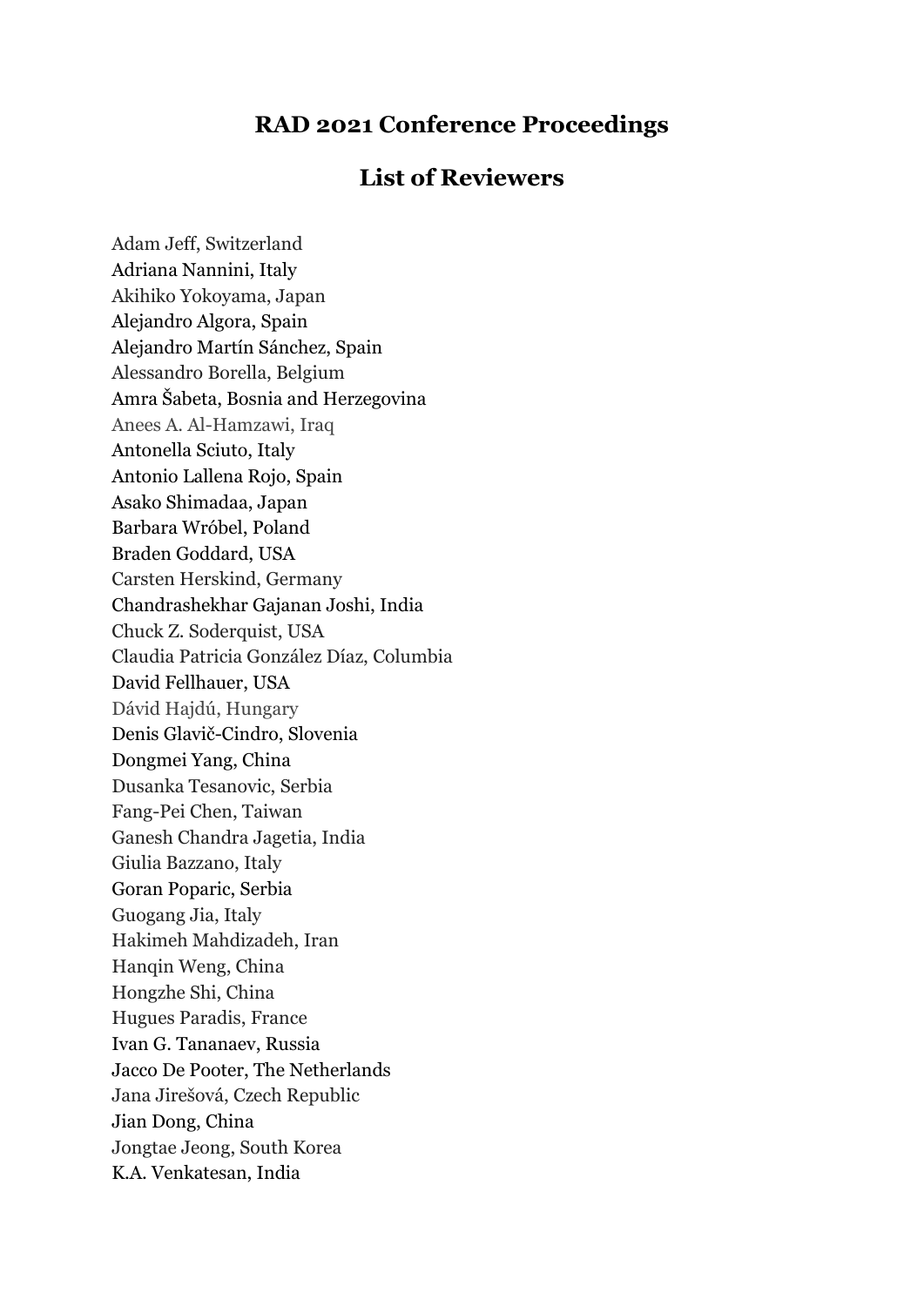# RAD 2021 Conference Proceedings

## List of Reviewers

Adam Jeff, Switzerland
Adriana Nannini, Italy
Akihiko Yokoyama, Japan
Alejandro Algora, Spain
Alejandro Martín Sánchez, Spain
Alessandro Borella, Belgium
Amra Šabeta, Bosnia and Herzegovina
Anees A. Al-Hamzawi, Iraq
Antonella Sciuto, Italy
Antonio Lallena Rojo, Spain
Asako Shimadaa, Japan
Barbara Wróbel, Poland
Braden Goddard, USA
Carsten Herskind, Germany
Chandrashekhar Gajanan Joshi, India
Chuck Z. Soderquist, USA
Claudia Patricia González Díaz, Columbia
David Fellhauer, USA
Dávid Hajdú, Hungary
Denis Glavič-Cindro, Slovenia
Dongmei Yang, China
Dusanka Tesanovic, Serbia
Fang-Pei Chen, Taiwan
Ganesh Chandra Jagetia, India
Giulia Bazzano, Italy
Goran Poparic, Serbia
Guogang Jia, Italy
Hakimeh Mahdizadeh, Iran
Hanqin Weng, China
Hongzhe Shi, China
Hugues Paradis, France
Ivan G. Tananaev, Russia
Jacco De Pooter, The Netherlands
Jana Jirešová, Czech Republic
Jian Dong, China
Jongtae Jeong, South Korea
K.A. Venkatesan, India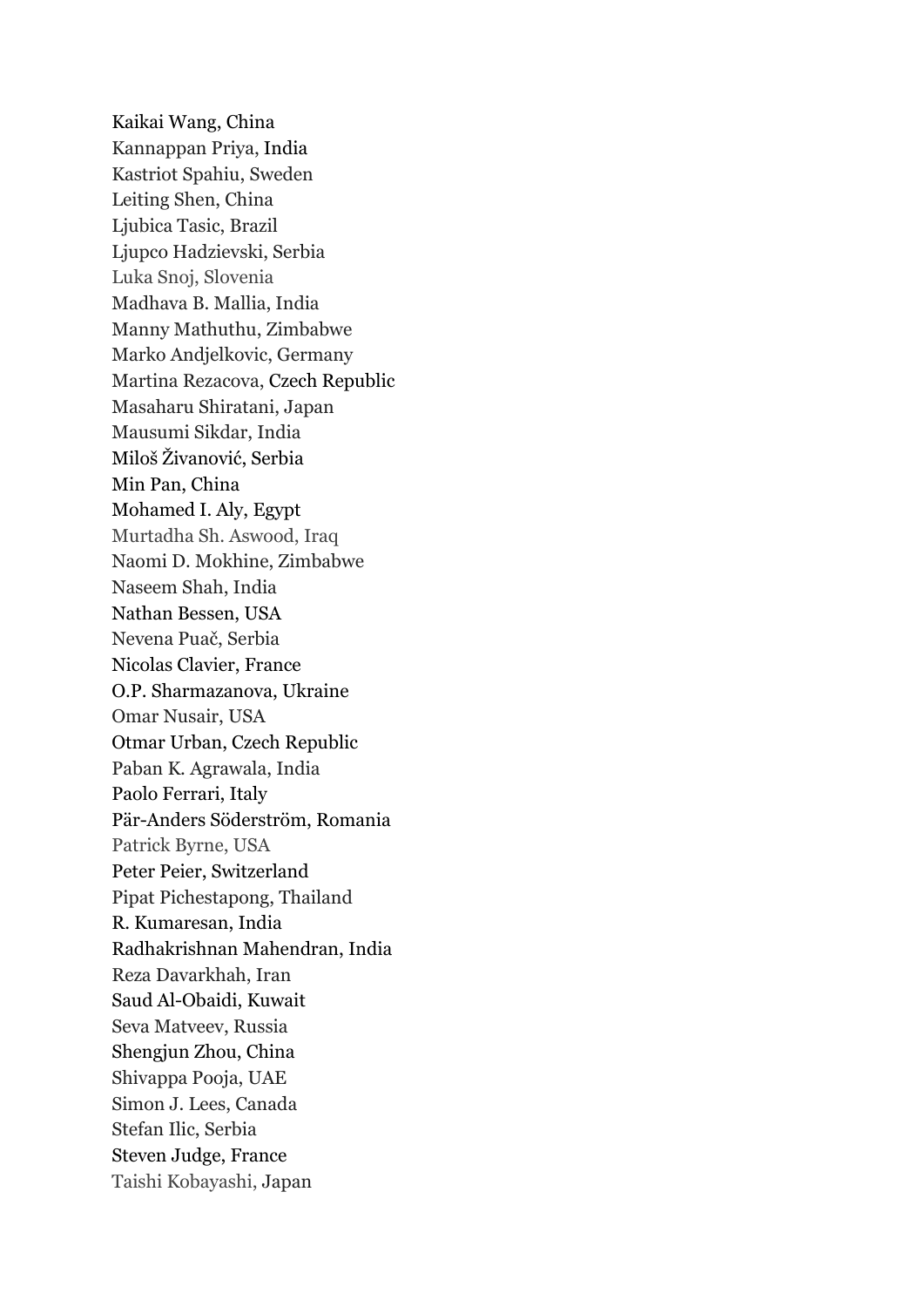Kaikai Wang, China
Kannappan Priya, India
Kastriot Spahiu, Sweden
Leiting Shen, China
Ljubica Tasic, Brazil
Ljupco Hadzievski, Serbia
Luka Snoj, Slovenia
Madhava B. Mallia, India
Manny Mathuthu, Zimbabwe
Marko Andjelkovic, Germany
Martina Rezacova, Czech Republic
Masaharu Shiratani, Japan
Mausumi Sikdar, India
Miloš Živanović, Serbia
Min Pan, China
Mohamed I. Aly, Egypt
Murtadha Sh. Aswood, Iraq
Naomi D. Mokhine, Zimbabwe
Naseem Shah, India
Nathan Bessen, USA
Nevena Puač, Serbia
Nicolas Clavier, France
O.P. Sharmazanova, Ukraine
Omar Nusair, USA
Otmar Urban, Czech Republic
Paban K. Agrawala, India
Paolo Ferrari, Italy
Pär-Anders Söderström, Romania
Patrick Byrne, USA
Peter Peier, Switzerland
Pipat Pichestapong, Thailand
R. Kumaresan, India
Radhakrishnan Mahendran, India
Reza Davarkhah, Iran
Saud Al-Obaidi, Kuwait
Seva Matveev, Russia
Shengjun Zhou, China
Shivappa Pooja, UAE
Simon J. Lees, Canada
Stefan Ilic, Serbia
Steven Judge, France
Taishi Kobayashi, Japan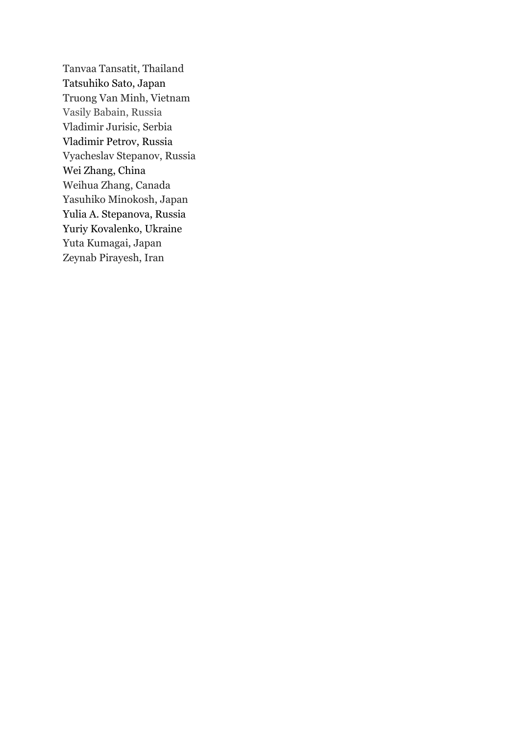Tanvaa Tansatit, Thailand
Tatsuhiko Sato, Japan
Truong Van Minh, Vietnam
Vasily Babain, Russia
Vladimir Jurisic, Serbia
Vladimir Petrov, Russia
Vyacheslav Stepanov, Russia
Wei Zhang, China
Weihua Zhang, Canada
Yasuhiko Minokosh, Japan
Yulia A. Stepanova, Russia
Yuriy Kovalenko, Ukraine
Yuta Kumagai, Japan
Zeynab Pirayesh, Iran